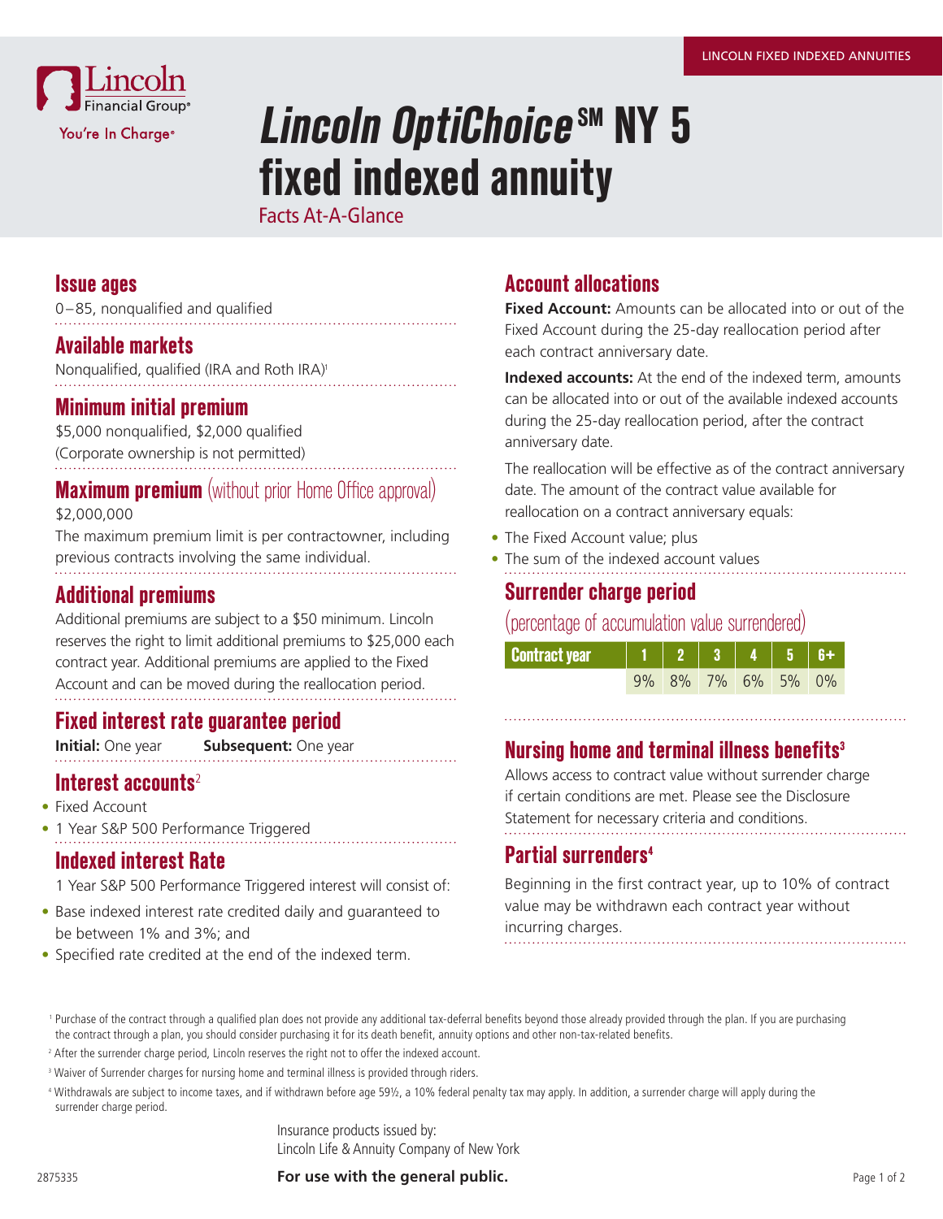LINCOLN FIXED INDEXED ANNUITIES

Lincoln Financial Group®
You're In Charge®

# *Lincoln OptiChoice*℠ NY 5 fixed indexed annuity

Facts At-A-Glance

## Issue ages

0–85, nonqualified and qualified

## Available markets

Nonqualified, qualified (IRA and Roth IRA)[1]

## Minimum initial premium

$5,000 nonqualified, $2,000 qualified
(Corporate ownership is not permitted)

## Maximum premium (without prior Home Office approval)

$2,000,000

The maximum premium limit is per contractowner, including previous contracts involving the same individual.

## Additional premiums

Additional premiums are subject to a $50 minimum. Lincoln reserves the right to limit additional premiums to $25,000 each contract year. Additional premiums are applied to the Fixed Account and can be moved during the reallocation period.

## Fixed interest rate guarantee period

**Initial:** One year **Subsequent:** One year

## Interest accounts[2]

- Fixed Account
- 1 Year S&P 500 Performance Triggered

## Indexed interest Rate

1 Year S&P 500 Performance Triggered interest will consist of:

- Base indexed interest rate credited daily and guaranteed to be between 1% and 3%; and
- Specified rate credited at the end of the indexed term.

## Account allocations

**Fixed Account:** Amounts can be allocated into or out of the Fixed Account during the 25-day reallocation period after each contract anniversary date.

**Indexed accounts:** At the end of the indexed term, amounts can be allocated into or out of the available indexed accounts during the 25-day reallocation period, after the contract anniversary date.

The reallocation will be effective as of the contract anniversary date. The amount of the contract value available for reallocation on a contract anniversary equals:

- The Fixed Account value; plus
- The sum of the indexed account values

## Surrender charge period

(percentage of accumulation value surrendered)

| Contract year | 1 | 2 | 3 | 4 | 5 | 6+ |
|---|---|---|---|---|---|---|
| | 9% | 8% | 7% | 6% | 5% | 0% |

## Nursing home and terminal illness benefits[3]

Allows access to contract value without surrender charge if certain conditions are met. Please see the Disclosure Statement for necessary criteria and conditions.

## Partial surrenders[4]

Beginning in the first contract year, up to 10% of contract value may be withdrawn each contract year without incurring charges.

[1] Purchase of the contract through a qualified plan does not provide any additional tax-deferral benefits beyond those already provided through the plan. If you are purchasing the contract through a plan, you should consider purchasing it for its death benefit, annuity options and other non-tax-related benefits.

[2] After the surrender charge period, Lincoln reserves the right not to offer the indexed account.

[3] Waiver of Surrender charges for nursing home and terminal illness is provided through riders.

[4] Withdrawals are subject to income taxes, and if withdrawn before age 59½, a 10% federal penalty tax may apply. In addition, a surrender charge will apply during the surrender charge period.

Insurance products issued by:
Lincoln Life & Annuity Company of New York

2875335

**For use with the general public.**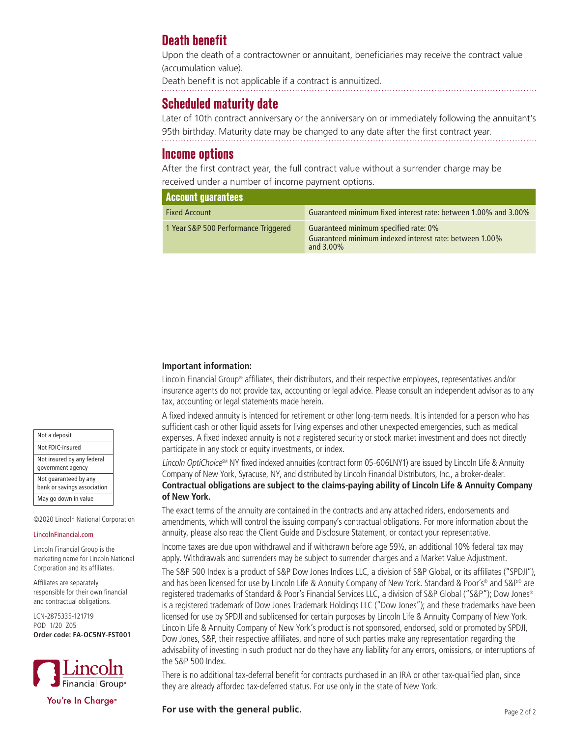## Death benefit

Upon the death of a contractowner or annuitant, beneficiaries may receive the contract value (accumulation value).

Death benefit is not applicable if a contract is annuitized.

## Scheduled maturity date

Later of 10th contract anniversary or the anniversary on or immediately following the annuitant's 95th birthday. Maturity date may be changed to any date after the first contract year.

## Income options

After the first contract year, the full contract value without a surrender charge may be received under a number of income payment options.

| Account guarantees | |
|---|---|
| Fixed Account | Guaranteed minimum fixed interest rate: between 1.00% and 3.00% |
| 1 Year S&P 500 Performance Triggered | Guaranteed minimum specified rate: 0%<br>Guaranteed minimum indexed interest rate: between 1.00% and 3.00% |

**Important information:**

Lincoln Financial Group® affiliates, their distributors, and their respective employees, representatives and/or insurance agents do not provide tax, accounting or legal advice. Please consult an independent advisor as to any tax, accounting or legal statements made herein.

A fixed indexed annuity is intended for retirement or other long-term needs. It is intended for a person who has sufficient cash or other liquid assets for living expenses and other unexpected emergencies, such as medical expenses. A fixed indexed annuity is not a registered security or stock market investment and does not directly participate in any stock or equity investments, or index.

*Lincoln OptiChoice*℠ NY fixed indexed annuities (contract form 05-606LNY1) are issued by Lincoln Life & Annuity Company of New York, Syracuse, NY, and distributed by Lincoln Financial Distributors, Inc., a broker-dealer. **Contractual obligations are subject to the claims-paying ability of Lincoln Life & Annuity Company of New York.**

The exact terms of the annuity are contained in the contracts and any attached riders, endorsements and amendments, which will control the issuing company's contractual obligations. For more information about the annuity, please also read the Client Guide and Disclosure Statement, or contact your representative.

Income taxes are due upon withdrawal and if withdrawn before age 59½, an additional 10% federal tax may apply. Withdrawals and surrenders may be subject to surrender charges and a Market Value Adjustment.

The S&P 500 Index is a product of S&P Dow Jones Indices LLC, a division of S&P Global, or its affiliates ("SPDJI"), and has been licensed for use by Lincoln Life & Annuity Company of New York. Standard & Poor's® and S&P® are registered trademarks of Standard & Poor's Financial Services LLC, a division of S&P Global ("S&P"); Dow Jones® is a registered trademark of Dow Jones Trademark Holdings LLC ("Dow Jones"); and these trademarks have been licensed for use by SPDJI and sublicensed for certain purposes by Lincoln Life & Annuity Company of New York. Lincoln Life & Annuity Company of New York's product is not sponsored, endorsed, sold or promoted by SPDJI, Dow Jones, S&P, their respective affiliates, and none of such parties make any representation regarding the advisability of investing in such product nor do they have any liability for any errors, omissions, or interruptions of the S&P 500 Index.

There is no additional tax-deferral benefit for contracts purchased in an IRA or other tax-qualified plan, since they are already afforded tax-deferred status. For use only in the state of New York.

**For use with the general public.**

| |
|---|
| Not a deposit |
| Not FDIC-insured |
| Not insured by any federal government agency |
| Not guaranteed by any bank or savings association |
| May go down in value |

©2020 Lincoln National Corporation

LincolnFinancial.com

Lincoln Financial Group is the marketing name for Lincoln National Corporation and its affiliates.

Affiliates are separately responsible for their own financial and contractual obligations.

LCN-2875335-121719
POD 1/20 Z05
**Order code: FA-OC5NY-FST001**

Lincoln Financial Group®
You're In Charge®